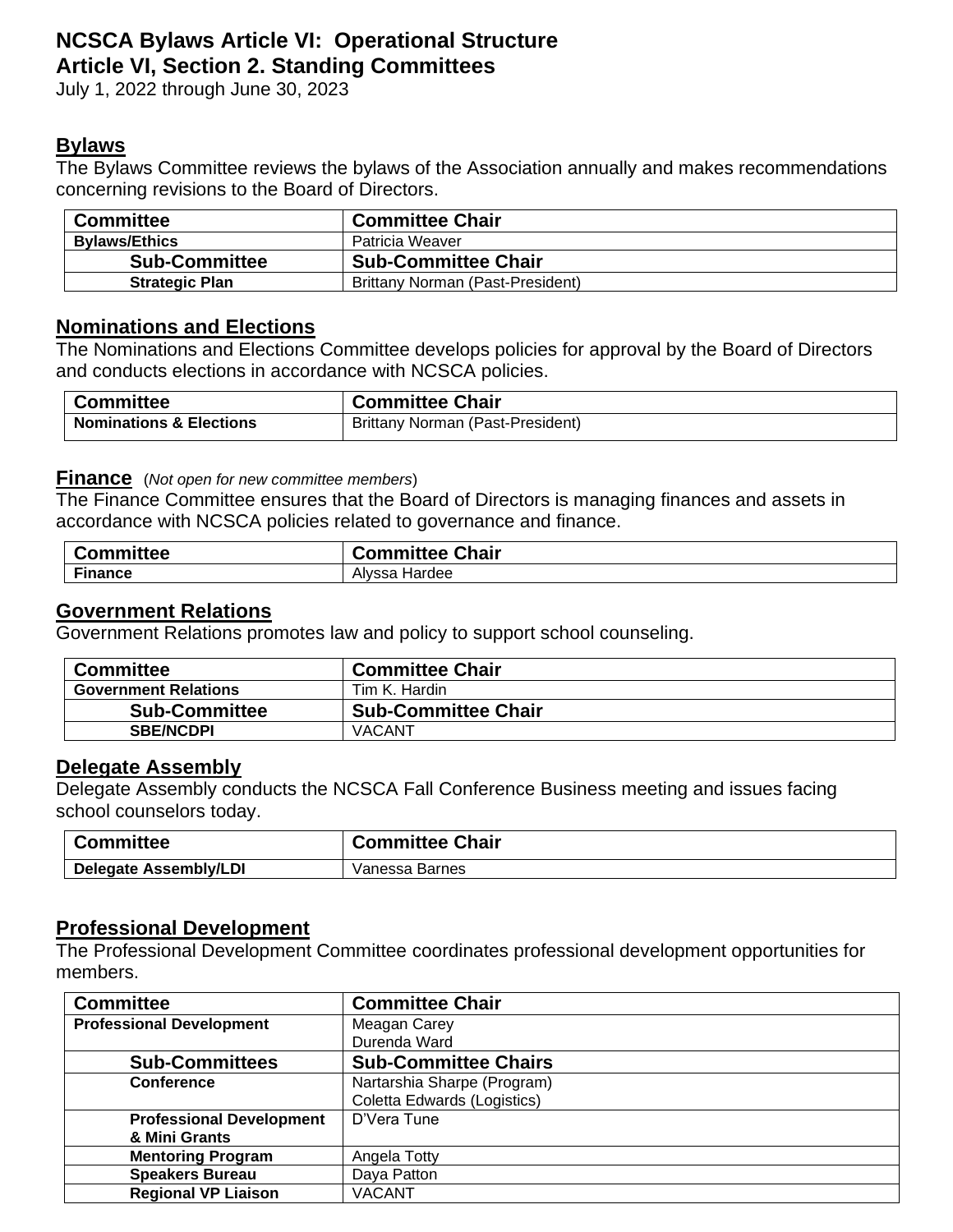# NCSCA Bylaws Article VI: Operational Structure
## Article VI, Section 2. Standing Committees

July 1, 2022 through June 30, 2023

### Bylaws

The Bylaws Committee reviews the bylaws of the Association annually and makes recommendations concerning revisions to the Board of Directors.

| Committee | Committee Chair |
|---|---|
| **Bylaws/Ethics** | Patricia Weaver |
| **Sub-Committee** | **Sub-Committee Chair** |
| **Strategic Plan** | Brittany Norman (Past-President) |

### Nominations and Elections

The Nominations and Elections Committee develops policies for approval by the Board of Directors and conducts elections in accordance with NCSCA policies.

| Committee | Committee Chair |
|---|---|
| **Nominations & Elections** | Brittany Norman (Past-President) |

### Finance (*Not open for new committee members*)

The Finance Committee ensures that the Board of Directors is managing finances and assets in accordance with NCSCA policies related to governance and finance.

| Committee | Committee Chair |
|---|---|
| **Finance** | Alyssa Hardee |

### Government Relations

Government Relations promotes law and policy to support school counseling.

| Committee | Committee Chair |
|---|---|
| **Government Relations** | Tim K. Hardin |
| **Sub-Committee** | **Sub-Committee Chair** |
| **SBE/NCDPI** | VACANT |

### Delegate Assembly

Delegate Assembly conducts the NCSCA Fall Conference Business meeting and issues facing school counselors today.

| Committee | Committee Chair |
|---|---|
| **Delegate Assembly/LDI** | Vanessa Barnes |

### Professional Development

The Professional Development Committee coordinates professional development opportunities for members.

| Committee | Committee Chair |
|---|---|
| **Professional Development** | Meagan Carey<br>Durenda Ward |
| **Sub-Committees** | **Sub-Committee Chairs** |
| **Conference** | Nartarshia Sharpe (Program)<br>Coletta Edwards (Logistics) |
| **Professional Development & Mini Grants** | D'Vera Tune |
| **Mentoring Program** | Angela Totty |
| **Speakers Bureau** | Daya Patton |
| **Regional VP Liaison** | VACANT |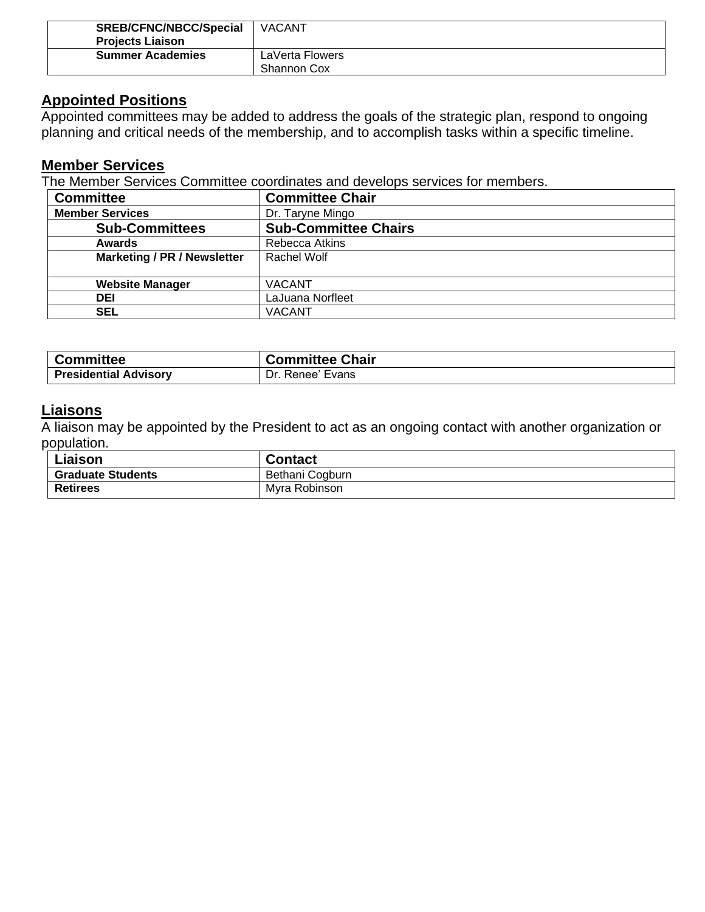| | |
|---|---|
| **SREB/CFNC/NBCC/Special Projects Liaison** | VACANT |
| **Summer Academies** | LaVerta Flowers<br>Shannon Cox |

## Appointed Positions

Appointed committees may be added to address the goals of the strategic plan, respond to ongoing planning and critical needs of the membership, and to accomplish tasks within a specific timeline.

## Member Services

The Member Services Committee coordinates and develops services for members.

| Committee | Committee Chair |
|---|---|
| **Member Services** | Dr. Taryne Mingo |
| **Sub-Committees** | **Sub-Committee Chairs** |
| **Awards** | Rebecca Atkins |
| **Marketing / PR / Newsletter** | Rachel Wolf |
| **Website Manager** | VACANT |
| **DEI** | LaJuana Norfleet |
| **SEL** | VACANT |

| Committee | Committee Chair |
|---|---|
| **Presidential Advisory** | Dr. Renee' Evans |

## Liaisons

A liaison may be appointed by the President to act as an ongoing contact with another organization or population.

| Liaison | Contact |
|---|---|
| **Graduate Students** | Bethani Cogburn |
| **Retirees** | Myra Robinson |